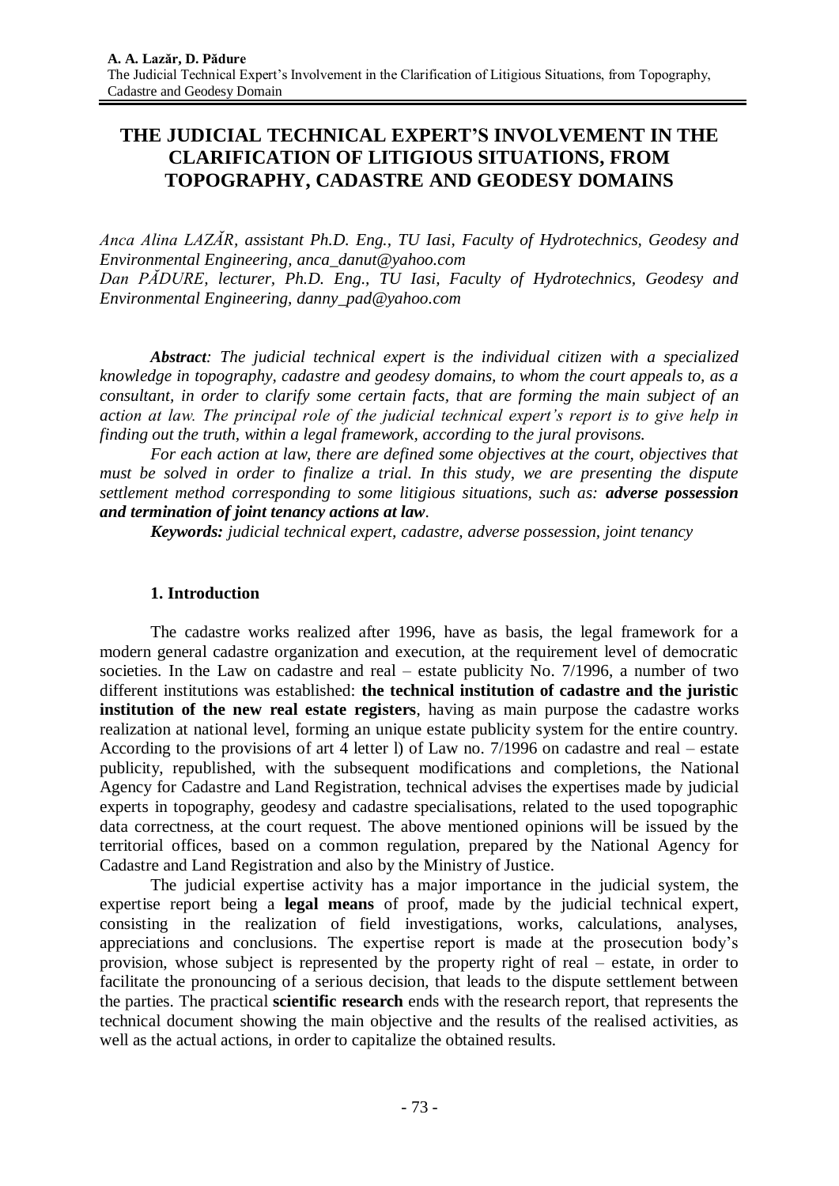# THE JUDICIAL TECHNICAL EXPERT'S INVOLVEMENT IN THE CLARIFICATION OF LITIGIOUS SITUATIONS, FROM TOPOGRAPHY, CADASTRE AND GEODESY DOMAINS

*Anca Alina LAZĂR, assistant Ph.D. Eng., TU Iasi, Faculty of Hydrotechnics, Geodesy and Environmental Engineering, anca_danut@yahoo.com*
*Dan PĂDURE, lecturer, Ph.D. Eng., TU Iasi, Faculty of Hydrotechnics, Geodesy and Environmental Engineering, danny_pad@yahoo.com*

***Abstract**: The judicial technical expert is the individual citizen with a specialized knowledge in topography, cadastre and geodesy domains, to whom the court appeals to, as a consultant, in order to clarify some certain facts, that are forming the main subject of an action at law. The principal role of the judicial technical expert's report is to give help in finding out the truth, within a legal framework, according to the jural provisons.*

*For each action at law, there are defined some objectives at the court, objectives that must be solved in order to finalize a trial. In this study, we are presenting the dispute settlement method corresponding to some litigious situations, such as: **adverse possession and termination of joint tenancy actions at law**.*

***Keywords:** judicial technical expert, cadastre, adverse possession, joint tenancy*

## 1. Introduction

The cadastre works realized after 1996, have as basis, the legal framework for a modern general cadastre organization and execution, at the requirement level of democratic societies. In the Law on cadastre and real – estate publicity No. 7/1996, a number of two different institutions was established: **the technical institution of cadastre and the juristic institution of the new real estate registers**, having as main purpose the cadastre works realization at national level, forming an unique estate publicity system for the entire country. According to the provisions of art 4 letter l) of Law no. 7/1996 on cadastre and real – estate publicity, republished, with the subsequent modifications and completions, the National Agency for Cadastre and Land Registration, technical advises the expertises made by judicial experts in topography, geodesy and cadastre specialisations, related to the used topographic data correctness, at the court request. The above mentioned opinions will be issued by the territorial offices, based on a common regulation, prepared by the National Agency for Cadastre and Land Registration and also by the Ministry of Justice.

The judicial expertise activity has a major importance in the judicial system, the expertise report being a **legal means** of proof, made by the judicial technical expert, consisting in the realization of field investigations, works, calculations, analyses, appreciations and conclusions. The expertise report is made at the prosecution body's provision, whose subject is represented by the property right of real – estate, in order to facilitate the pronouncing of a serious decision, that leads to the dispute settlement between the parties. The practical **scientific research** ends with the research report, that represents the technical document showing the main objective and the results of the realised activities, as well as the actual actions, in order to capitalize the obtained results.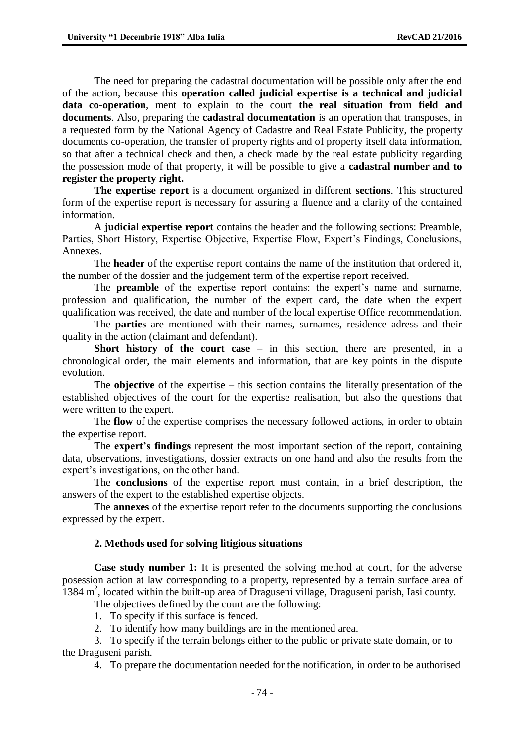The need for preparing the cadastral documentation will be possible only after the end of the action, because this **operation called judicial expertise is a technical and judicial data co-operation**, ment to explain to the court **the real situation from field and documents**. Also, preparing the **cadastral documentation** is an operation that transposes, in a requested form by the National Agency of Cadastre and Real Estate Publicity, the property documents co-operation, the transfer of property rights and of property itself data information, so that after a technical check and then, a check made by the real estate publicity regarding the possession mode of that property, it will be possible to give a **cadastral number and to register the property right.**

**The expertise report** is a document organized in different **sections**. This structured form of the expertise report is necessary for assuring a fluence and a clarity of the contained information.

A **judicial expertise report** contains the header and the following sections: Preamble, Parties, Short History, Expertise Objective, Expertise Flow, Expert's Findings, Conclusions, Annexes.

The **header** of the expertise report contains the name of the institution that ordered it, the number of the dossier and the judgement term of the expertise report received.

The **preamble** of the expertise report contains: the expert's name and surname, profession and qualification, the number of the expert card, the date when the expert qualification was received, the date and number of the local expertise Office recommendation.

The **parties** are mentioned with their names, surnames, residence adress and their quality in the action (claimant and defendant).

**Short history of the court case** – in this section, there are presented, in a chronological order, the main elements and information, that are key points in the dispute evolution.

The **objective** of the expertise – this section contains the literally presentation of the established objectives of the court for the expertise realisation, but also the questions that were written to the expert.

The **flow** of the expertise comprises the necessary followed actions, in order to obtain the expertise report.

The **expert's findings** represent the most important section of the report, containing data, observations, investigations, dossier extracts on one hand and also the results from the expert's investigations, on the other hand.

The **conclusions** of the expertise report must contain, in a brief description, the answers of the expert to the established expertise objects.

The **annexes** of the expertise report refer to the documents supporting the conclusions expressed by the expert.

## 2. Methods used for solving litigious situations

**Case study number 1:** It is presented the solving method at court, for the adverse posession action at law corresponding to a property, represented by a terrain surface area of 1384 $m^2$, located within the built-up area of Draguseni village, Draguseni parish, Iasi county.

The objectives defined by the court are the following:

1. To specify if this surface is fenced.
2. To identify how many buildings are in the mentioned area.
3. To specify if the terrain belongs either to the public or private state domain, or to the Draguseni parish.
4. To prepare the documentation needed for the notification, in order to be authorised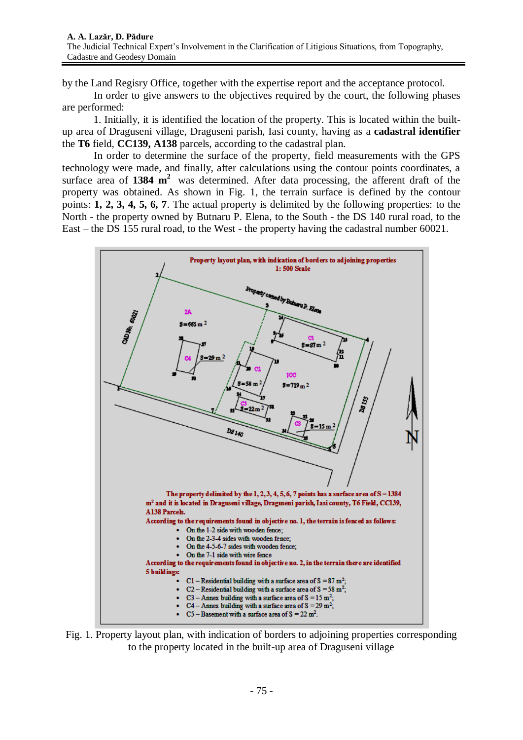by the Land Regisry Office, together with the expertise report and the acceptance protocol.

In order to give answers to the objectives required by the court, the following phases are performed:

1. Initially, it is identified the location of the property. This is located within the built-up area of Draguseni village, Draguseni parish, Iasi county, having as a **cadastral identifier** the **T6** field, **CC139, A138** parcels, according to the cadastral plan.

In order to determine the surface of the property, field measurements with the GPS technology were made, and finally, after calculations using the contour points coordinates, a surface area of **1384 m$^2$** was determined. After data processing, the afferent draft of the property was obtained. As shown in Fig. 1, the terrain surface is defined by the contour points: **1, 2, 3, 4, 5, 6, 7**. The actual property is delimited by the following properties: to the North - the property owned by Butnaru P. Elena, to the South - the DS 140 rural road, to the East – the DS 155 rural road, to the West - the property having the cadastral number 60021.

Property layout plan, with indication of borders to adjoining properties
1: 500 Scale

The property delimited by the 1, 2, 3, 4, 5, 6, 7 points has a surface area of S = 1384 m$^2$ and it is located in Draguseni village, Draguseni parish, Iasi county, T6 Field, CC139, A138 Parcels.

According to the requirements found in objective no. 1, the terrain is fenced as follows:

- On the 1-2 side with wooden fence;
- On the 2-3-4 sides with wooden fence;
- On the 4-5-6-7 sides with wooden fence;
- On the 7-1 side with wire fence

According to the requirements found in objective no. 2, in the terrain there are identified 5 buildings:

- C1 – Residential building with a surface area of S = 87 m$^2$;
- C2 – Residential building with a surface area of S = 58 m$^2$;
- C3 – Annex building with a surface area of S = 15 m$^2$;
- C4 – Annex building with a surface area of S = 29 m$^2$;
- C5 – Basement with a surface area of S = 22 m$^2$.

Fig. 1. Property layout plan, with indication of borders to adjoining properties corresponding to the property located in the built-up area of Draguseni village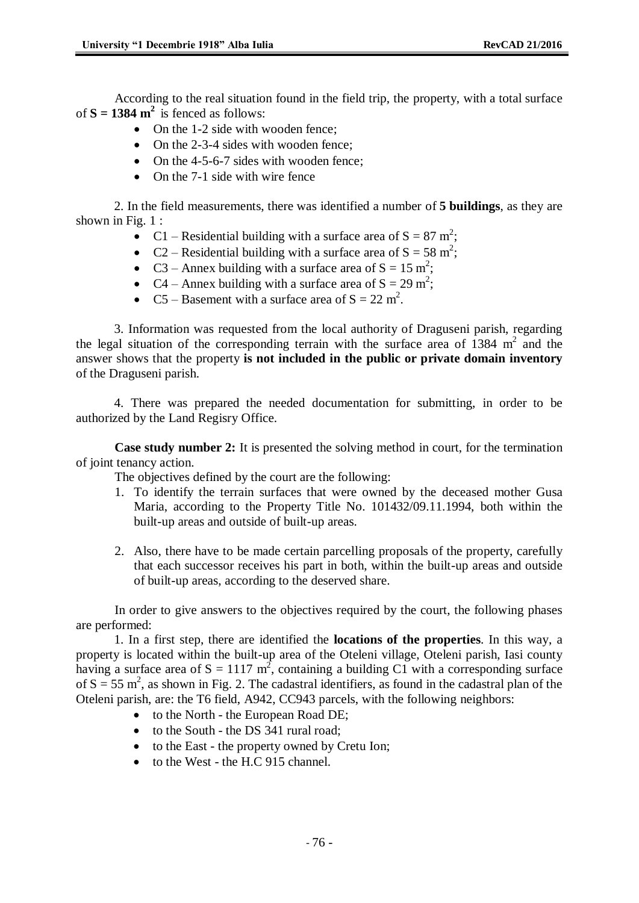According to the real situation found in the field trip, the property, with a total surface of **S = 1384 m²** is fenced as follows:

- On the 1-2 side with wooden fence;
- On the 2-3-4 sides with wooden fence;
- On the 4-5-6-7 sides with wooden fence;
- On the 7-1 side with wire fence

2. In the field measurements, there was identified a number of **5 buildings**, as they are shown in Fig. 1 :

- C1 – Residential building with a surface area of $S = 87$ m$^2$;
- C2 – Residential building with a surface area of $S = 58$ m$^2$;
- C3 – Annex building with a surface area of $S = 15$ m$^2$;
- C4 – Annex building with a surface area of $S = 29$ m$^2$;
- C5 – Basement with a surface area of $S = 22$ m$^2$.

3. Information was requested from the local authority of Draguseni parish, regarding the legal situation of the corresponding terrain with the surface area of 1384 m$^2$ and the answer shows that the property **is not included in the public or private domain inventory** of the Draguseni parish.

4. There was prepared the needed documentation for submitting, in order to be authorized by the Land Regisry Office.

**Case study number 2:** It is presented the solving method in court, for the termination of joint tenancy action.

The objectives defined by the court are the following:

1. To identify the terrain surfaces that were owned by the deceased mother Gusa Maria, according to the Property Title No. 101432/09.11.1994, both within the built-up areas and outside of built-up areas.

2. Also, there have to be made certain parcelling proposals of the property, carefully that each successor receives his part in both, within the built-up areas and outside of built-up areas, according to the deserved share.

In order to give answers to the objectives required by the court, the following phases are performed:

1. In a first step, there are identified the **locations of the properties**. In this way, a property is located within the built-up area of the Oteleni village, Oteleni parish, Iasi county having a surface area of $S = 1117$ m$^2$, containing a building C1 with a corresponding surface of $S = 55$ m$^2$, as shown in Fig. 2. The cadastral identifiers, as found in the cadastral plan of the Oteleni parish, are: the T6 field, A942, CC943 parcels, with the following neighbors:

- to the North - the European Road DE;
- to the South - the DS 341 rural road;
- to the East - the property owned by Cretu Ion;
- to the West - the H.C 915 channel.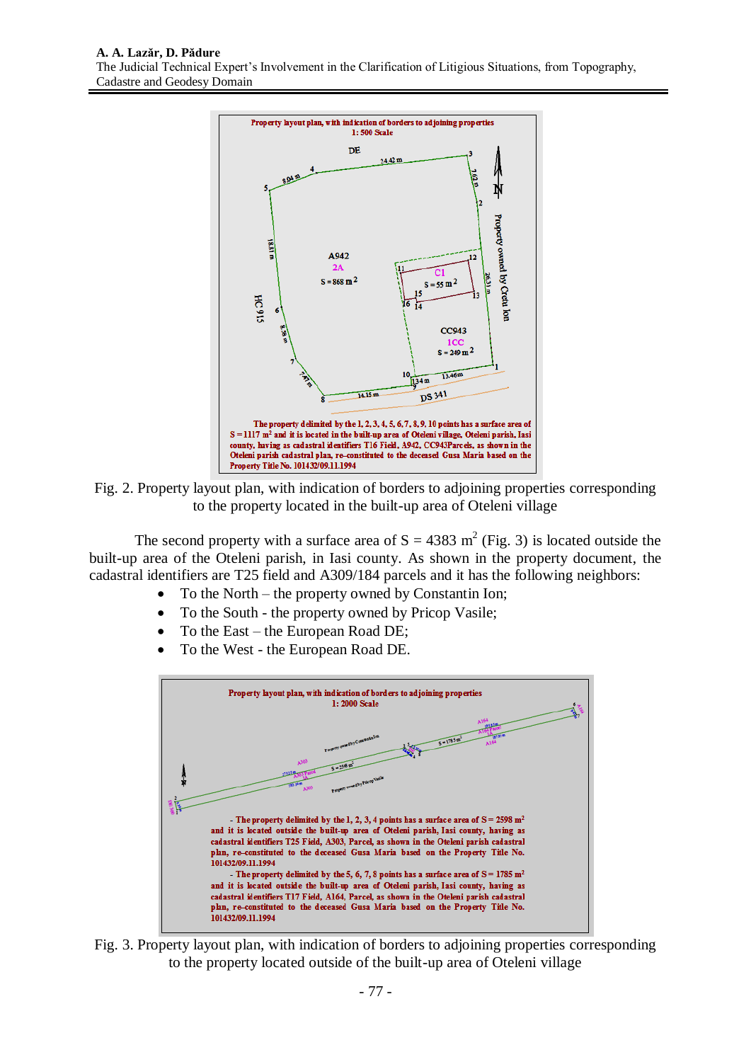Fig. 2. Property layout plan, with indication of borders to adjoining properties corresponding to the property located in the built-up area of Oteleni village

The second property with a surface area of S = 4383 m$^2$ (Fig. 3) is located outside the built-up area of the Oteleni parish, in Iasi county. As shown in the property document, the cadastral identifiers are T25 field and A309/184 parcels and it has the following neighbors:

- To the North – the property owned by Constantin Ion;
- To the South - the property owned by Pricop Vasile;
- To the East – the European Road DE;
- To the West - the European Road DE.

Fig. 3. Property layout plan, with indication of borders to adjoining properties corresponding to the property located outside of the built-up area of Oteleni village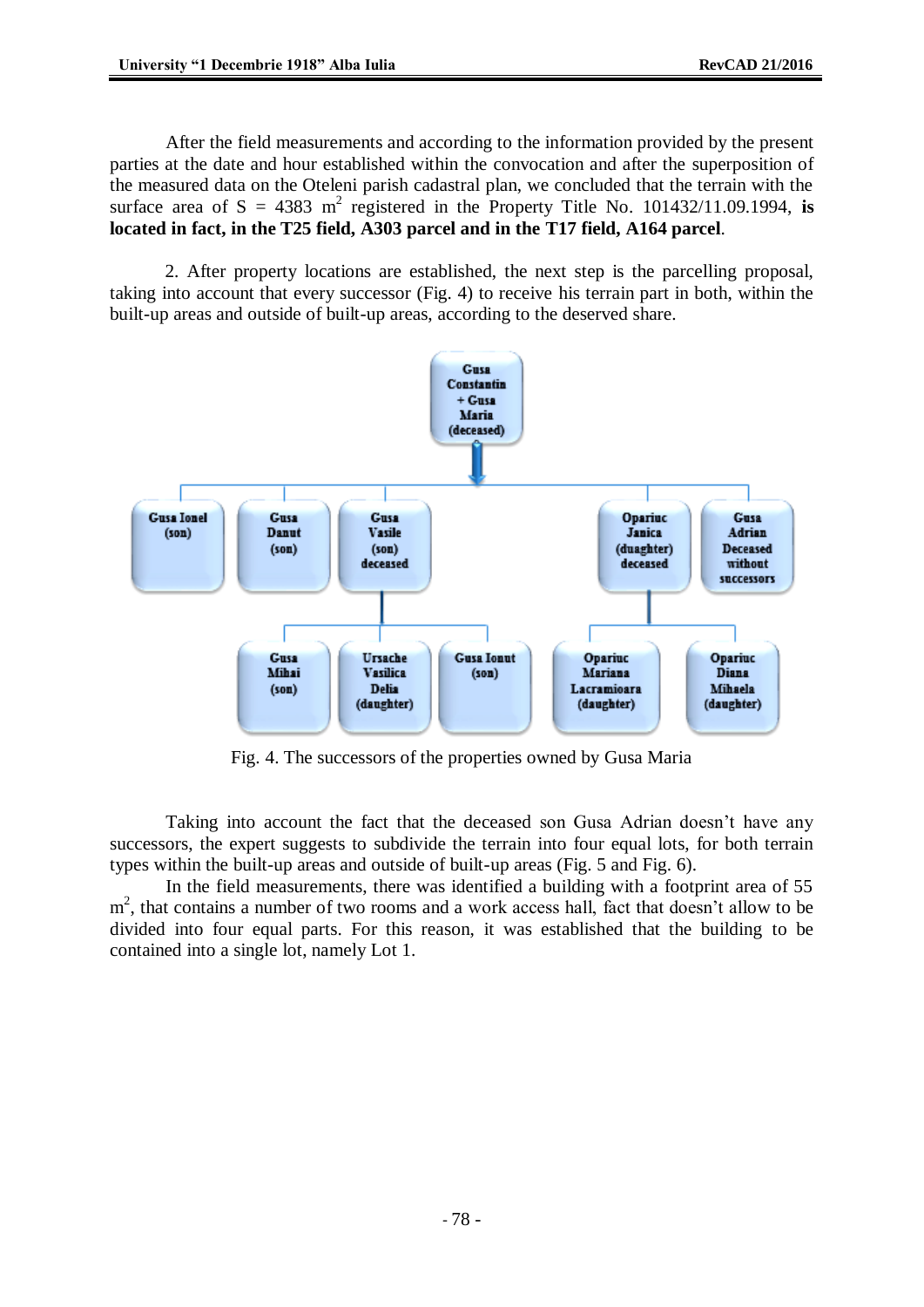After the field measurements and according to the information provided by the present parties at the date and hour established within the convocation and after the superposition of the measured data on the Oteleni parish cadastral plan, we concluded that the terrain with the surface area of S = 4383 $m^2$ registered in the Property Title No. 101432/11.09.1994, **is located in fact, in the T25 field, A303 parcel and in the T17 field, A164 parcel**.

2. After property locations are established, the next step is the parcelling proposal, taking into account that every successor (Fig. 4) to receive his terrain part in both, within the built-up areas and outside of built-up areas, according to the deserved share.

Gusa Constantin + Gusa Maria (deceased)

Gusa Ionel (son) | Gusa Danut (son) | Gusa Vasile (son) deceased | Opariuc Janica (duaghter) deceased | Gusa Adrian Deceased without successors

Gusa Mihai (son) | Ursache Vasilica Delia (daughter) | Gusa Ionut (son) | Opariuc Mariana Lacramioara (daughter) | Opariuc Diana Mihaela (daughter)

Fig. 4. The successors of the properties owned by Gusa Maria

Taking into account the fact that the deceased son Gusa Adrian doesn't have any successors, the expert suggests to subdivide the terrain into four equal lots, for both terrain types within the built-up areas and outside of built-up areas (Fig. 5 and Fig. 6).

In the field measurements, there was identified a building with a footprint area of 55 $m^2$, that contains a number of two rooms and a work access hall, fact that doesn't allow to be divided into four equal parts. For this reason, it was established that the building to be contained into a single lot, namely Lot 1.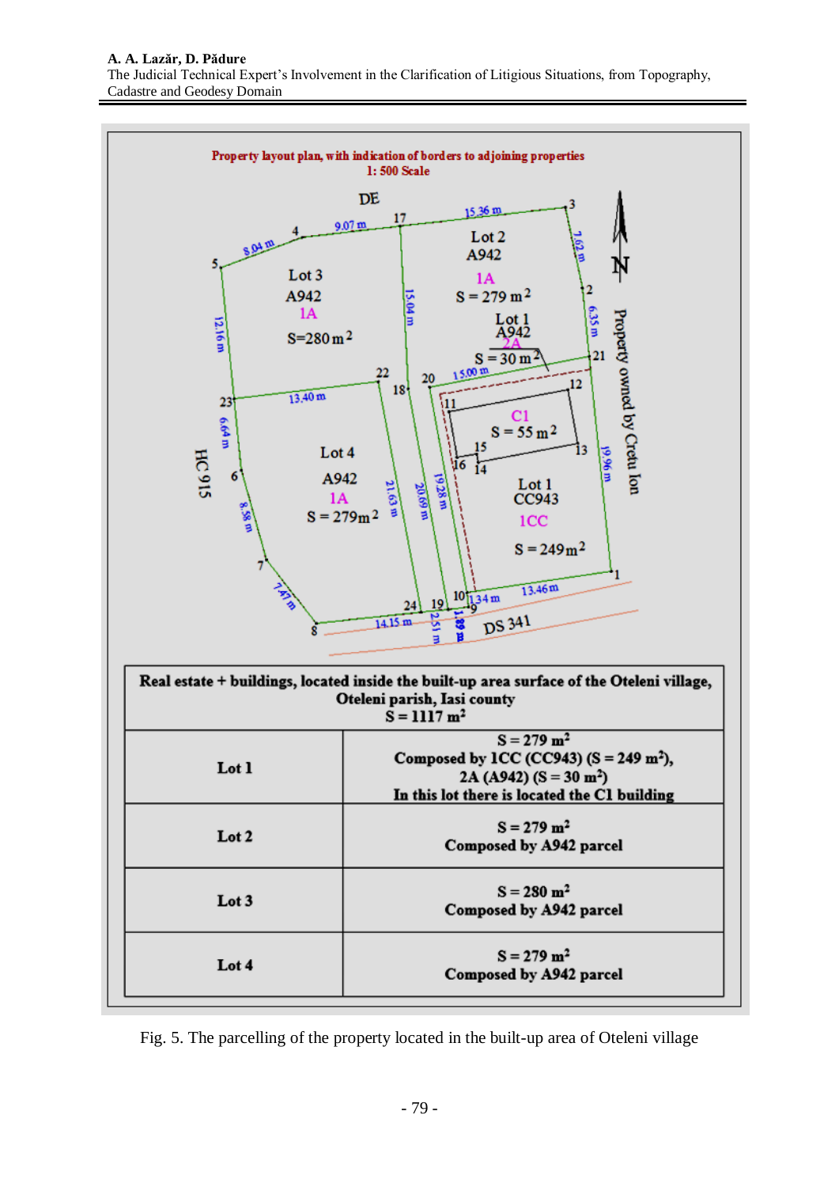Property layout plan, with indication of borders to adjoining properties
1: 500 Scale

| Real estate + buildings, located inside the built-up area surface of the Oteleni village, Oteleni parish, Iasi county $S = 1117\ m^2$ | |
|---|---|
| Lot 1 | $S = 279\ m^2$ Composed by 1CC (CC943) ($S = 249\ m^2$), 2A (A942) ($S = 30\ m^2$) In this lot there is located the C1 building |
| Lot 2 | $S = 279\ m^2$ Composed by A942 parcel |
| Lot 3 | $S = 280\ m^2$ Composed by A942 parcel |
| Lot 4 | $S = 279\ m^2$ Composed by A942 parcel |

Fig. 5. The parcelling of the property located in the built-up area of Oteleni village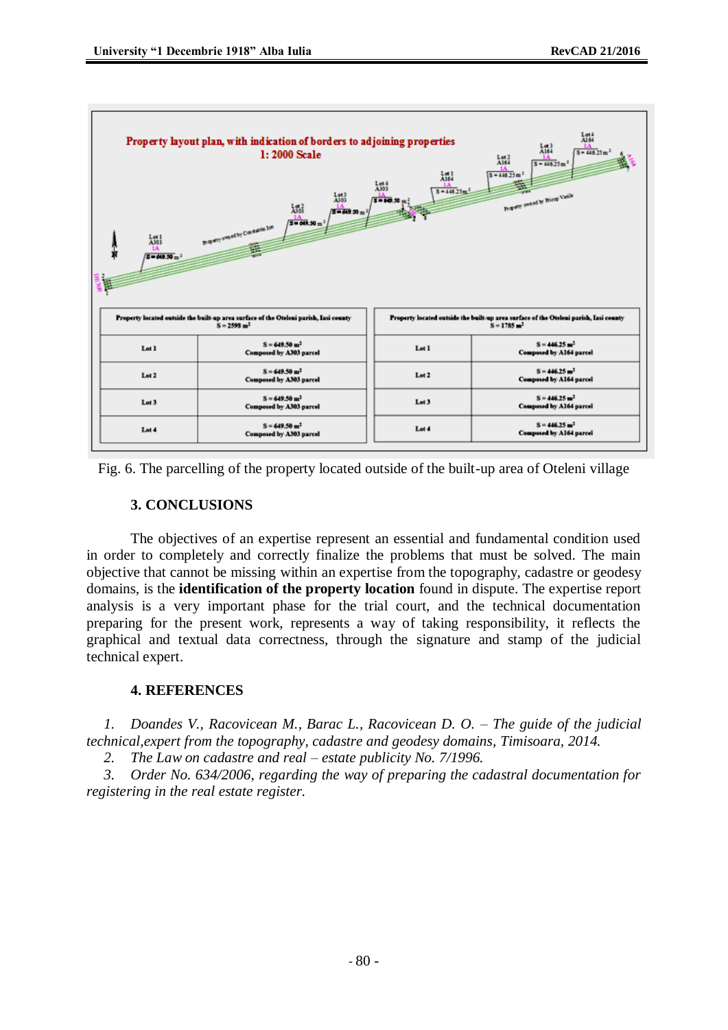Property layout plan, with indication of borders to adjoining properties

1: 2000 Scale

Lot 1 A303 1A S = 649.50 m²

Lot 2 A303 1A S = 649.50 m²

Lot 3 A303 1A S = 649.50 m²

Lot 4 A303 1A S = 649.50 m²

Lot 1 A164 1A S = 446.25 m²

Lot 2 A164 1A S = 446.25 m²

Lot 3 A164 1A S = 446.25 m²

Lot 4 A164 1A S = 446.25 m²

Property owned by Costantin Ion

Property owned by Pricop Vasile

| Property located outside the built-up area surface of the Oteleni parish, Iasi county S = 2598 m² | |
|---|---|
| Lot 1 | S = 649.50 m² Composed by A303 parcel |
| Lot 2 | S = 649.50 m² Composed by A303 parcel |
| Lot 3 | S = 649.50 m² Composed by A303 parcel |
| Lot 4 | S = 649.50 m² Composed by A303 parcel |

| Property located outside the built-up area surface of the Oteleni parish, Iasi county S = 1785 m² | |
|---|---|
| Lot 1 | S = 446.25 m² Composed by A164 parcel |
| Lot 2 | S = 446.25 m² Composed by A164 parcel |
| Lot 3 | S = 446.25 m² Composed by A164 parcel |
| Lot 4 | S = 446.25 m² Composed by A164 parcel |

Fig. 6. The parcelling of the property located outside of the built-up area of Oteleni village

## 3. CONCLUSIONS

The objectives of an expertise represent an essential and fundamental condition used in order to completely and correctly finalize the problems that must be solved. The main objective that cannot be missing within an expertise from the topography, cadastre or geodesy domains, is the **identification of the property location** found in dispute. The expertise report analysis is a very important phase for the trial court, and the technical documentation preparing for the present work, represents a way of taking responsibility, it reflects the graphical and textual data correctness, through the signature and stamp of the judicial technical expert.

## 4. REFERENCES

1. *Doandes V., Racovicean M., Barac L., Racovicean D. O. – The guide of the judicial technical,expert from the topography, cadastre and geodesy domains, Timisoara, 2014.*
2. *The Law on cadastre and real – estate publicity No. 7/1996.*
3. *Order No. 634/2006, regarding the way of preparing the cadastral documentation for registering in the real estate register.*